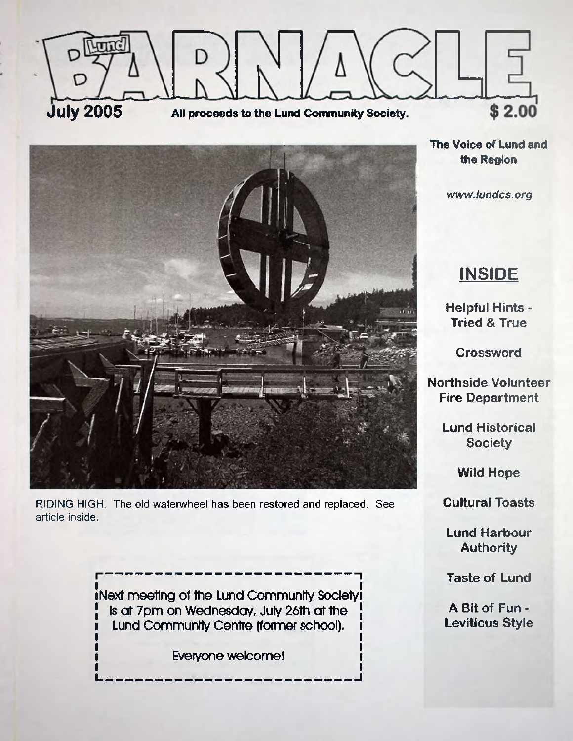# Lund BARNACLE

**July 2005** **All proceeds to the Lund Community Society.** **$ 2.00**

**The Voice of Lund and the Region**

*www.lundcs.org*

RIDING HIGH. The old waterwheel has been restored and replaced. See article inside.

## INSIDE

- Helpful Hints - Tried & True
- Crossword
- Northside Volunteer Fire Department
- Lund Historical Society
- Wild Hope
- Cultural Toasts
- Lund Harbour Authority
- Taste of Lund
- A Bit of Fun - Leviticus Style

---

Next meeting of the Lund Community Society is at 7pm on Wednesday, July 26th at the Lund Community Centre (former school).

Everyone welcome!

---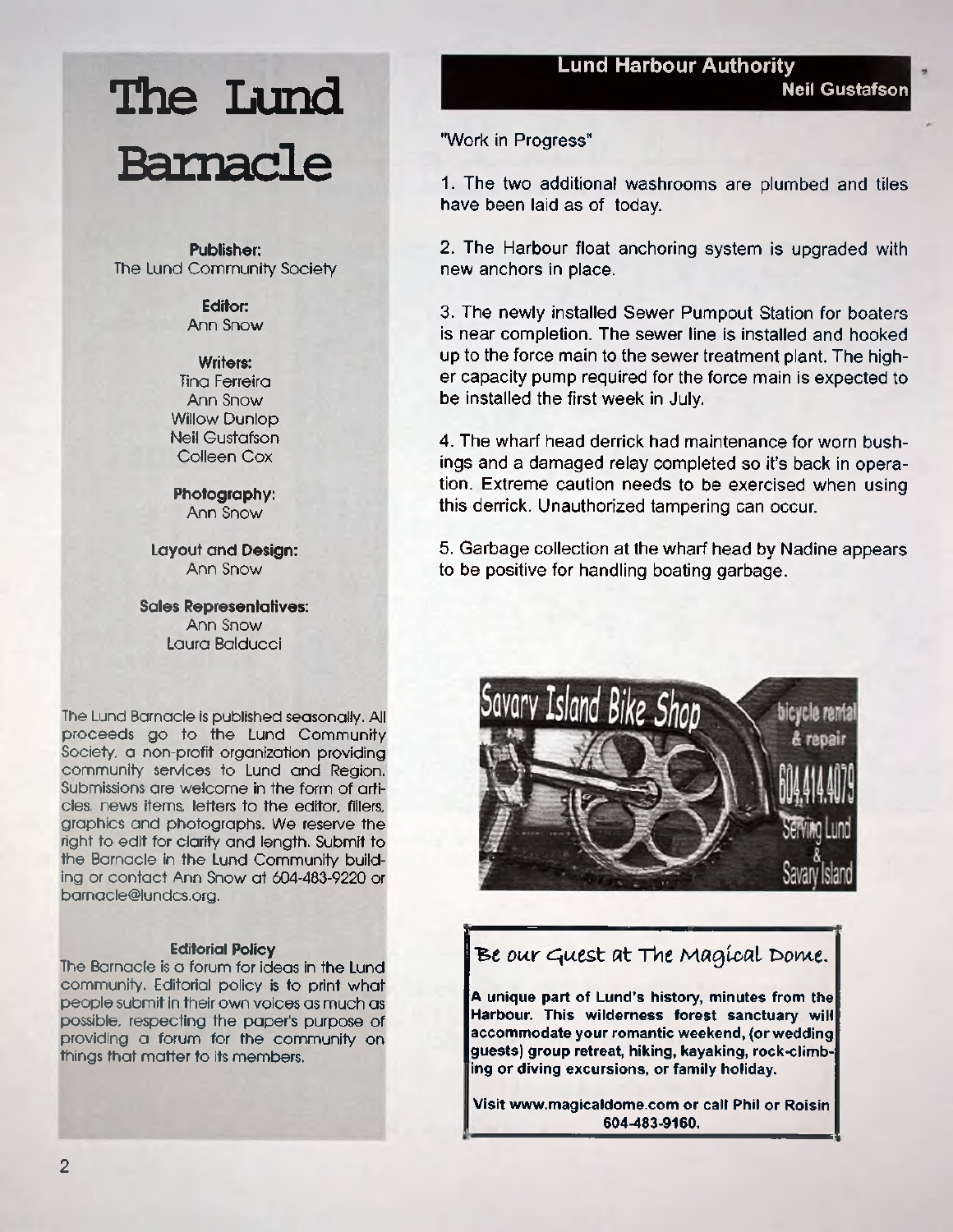# The Lund Barnacle

**Publisher:**
The Lund Community Society

**Editor:**
Ann Snow

**Writers:**
Tina Ferreira
Ann Snow
Willow Dunlop
Neil Gustafson
Colleen Cox

**Photography:**
Ann Snow

**Layout and Design:**
Ann Snow

**Sales Representatives:**
Ann Snow
Laura Balducci

The Lund Barnacle is published seasonally. All proceeds go to the Lund Community Society, a non-profit organization providing community services to Lund and Region. Submissions are welcome in the form of articles, news items, letters to the editor, fillers, graphics and photographs. We reserve the right to edit for clarity and length. Submit to the Barnacle in the Lund Community building or contact Ann Snow at 604-483-9220 or barnacle@lundcs.org.

**Editorial Policy**

The Barnacle is a forum for ideas in the Lund community. Editorial policy is to print what people submit in their own voices as much as possible, respecting the paper's purpose of providing a forum for the community on things that matter to its members.

## Lund Harbour Authority

**Neil Gustafson**

"Work in Progress"

1. The two additional washrooms are plumbed and tiles have been laid as of today.

2. The Harbour float anchoring system is upgraded with new anchors in place.

3. The newly installed Sewer Pumpout Station for boaters is near completion. The sewer line is installed and hooked up to the force main to the sewer treatment plant. The higher capacity pump required for the force main is expected to be installed the first week in July.

4. The wharf head derrick had maintenance for worn bushings and a damaged relay completed so it's back in operation. Extreme caution needs to be exercised when using this derrick. Unauthorized tampering can occur.

5. Garbage collection at the wharf head by Nadine appears to be positive for handling boating garbage.

Savary Island Bike Shop
bicycle rental & repair
604.414.4079
Serving Lund & Savary Island

**Be our Guest at The Magical Dome.**

**A unique part of Lund's history, minutes from the Harbour. This wilderness forest sanctuary will accommodate your romantic weekend, (or wedding guests) group retreat, hiking, kayaking, rock-climbing or diving excursions, or family holiday.**

**Visit www.magicaldome.com or call Phil or Roisin 604-483-9160.**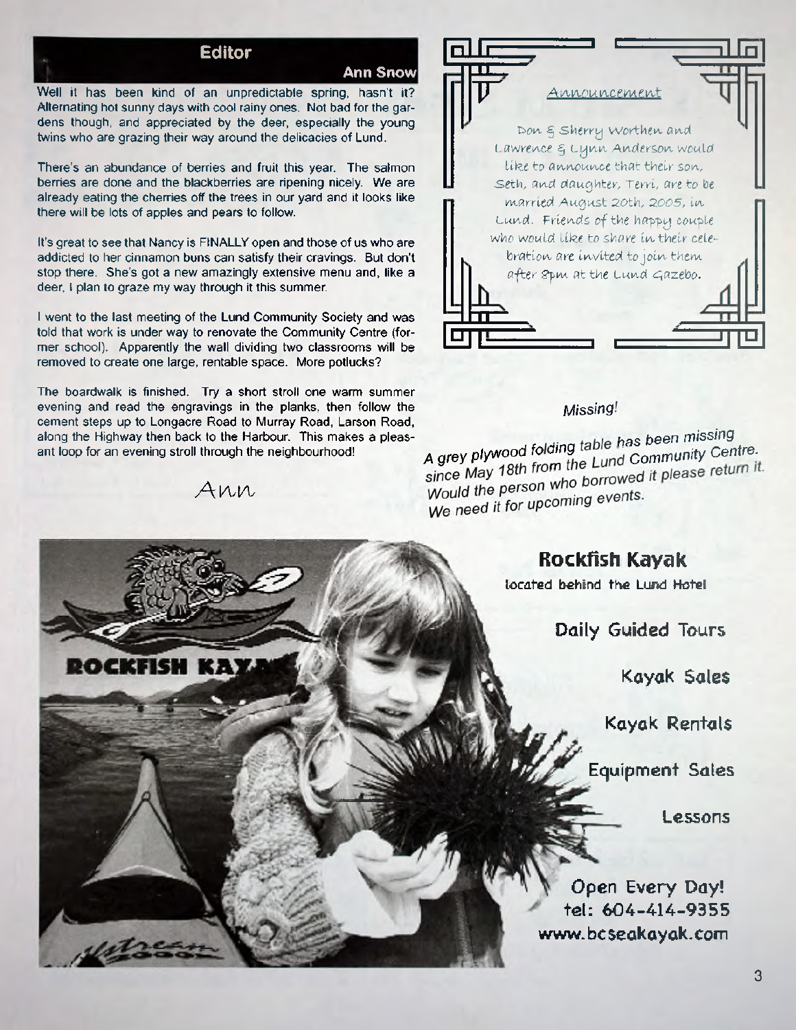## Editor

**Ann Snow**

Well it has been kind of an unpredictable spring, hasn't it? Alternating hot sunny days with cool rainy ones. Not bad for the gardens though, and appreciated by the deer, especially the young twins who are grazing their way around the delicacies of Lund.

There's an abundance of berries and fruit this year. The salmon berries are done and the blackberries are ripening nicely. We are already eating the cherries off the trees in our yard and it looks like there will be lots of apples and pears to follow.

It's great to see that Nancy is FINALLY open and those of us who are addicted to her cinnamon buns can satisfy their cravings. But don't stop there. She's got a new amazingly extensive menu and, like a deer, I plan to graze my way through it this summer.

I went to the last meeting of the Lund Community Society and was told that work is under way to renovate the Community Centre (former school). Apparently the wall dividing two classrooms will be removed to create one large, rentable space. More potlucks?

The boardwalk is finished. Try a short stroll one warm summer evening and read the engravings in the planks, then follow the cement steps up to Longacre Road to Murray Road, Larson Road, along the Highway then back to the Harbour. This makes a pleasant loop for an evening stroll through the neighbourhood!

Ann

### Announcement

Don & Sherry Worthen and Lawrence & Lynn Anderson would like to announce that their son, Seth, and daughter, Terri, are to be married August 20th, 2005, in Lund. Friends of the happy couple who would like to share in their celebration are invited to join them after 8pm at the Lund Gazebo.

*Missing!*

*A grey plywood folding table has been missing since May 18th from the Lund Community Centre. Would the person who borrowed it please return it. We need it for upcoming events.*

**Rockfish Kayak**

located behind the Lund Hotel

Daily Guided Tours

Kayak Sales

Kayak Rentals

Equipment Sales

Lessons

Open Every Day!
tel: 604-414-9355
www.bcseakayak.com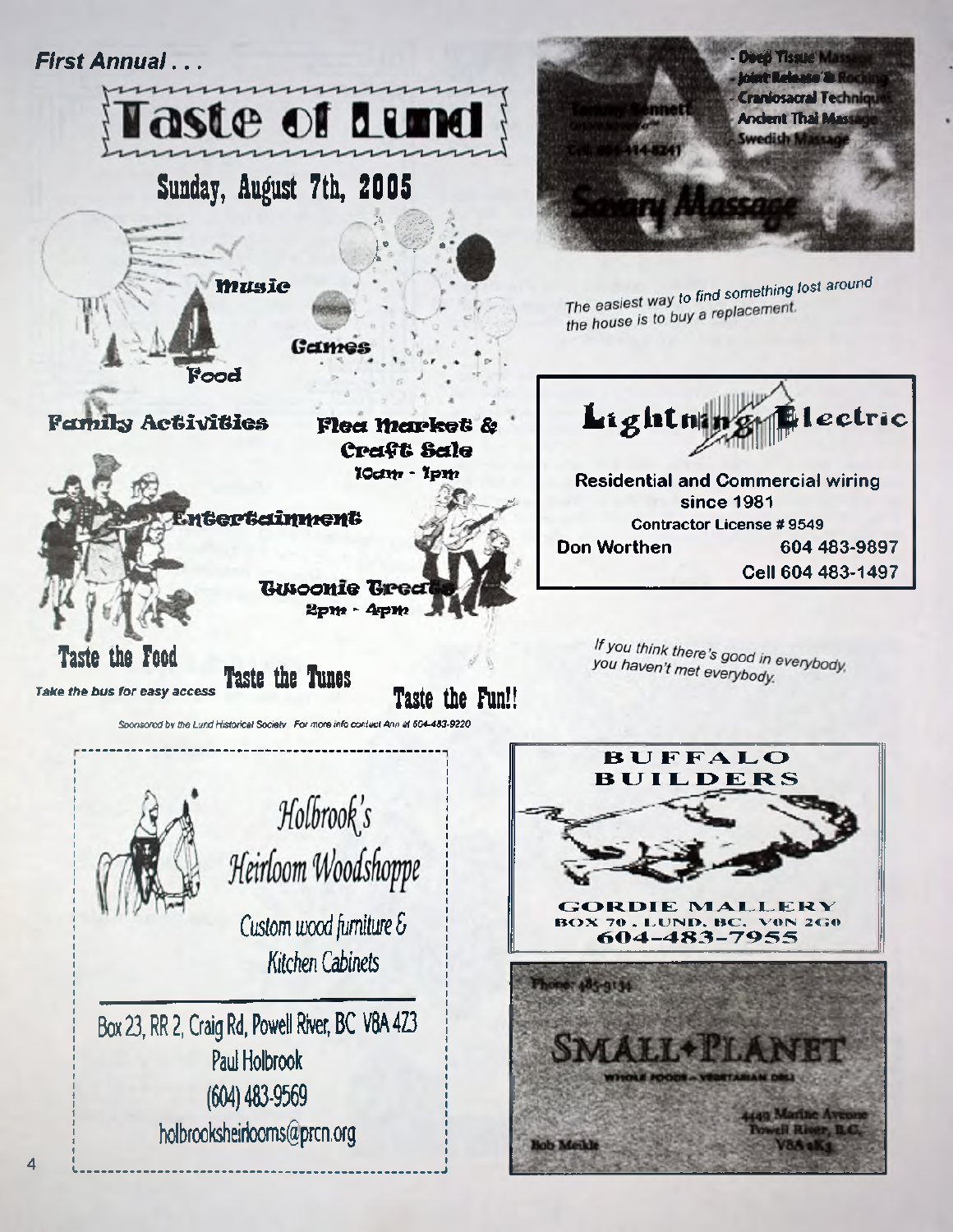*First Annual . . .*

# Taste of Lund

## Sunday, August 7th, 2005

Music

Games

Food

Family Activities

Flea Market & Craft Sale
10am - 1pm

Entertainment

Twoonie Treats
2pm - 4pm

Taste the Food

*Take the bus for easy access*

Taste the Tunes

Taste the Fun!!

*Sponsored by the Lund Historical Society. For more info contact Ann at 604-483-9220*

---

- Deep Tissue Massage
- Joint Release & Rocking
- Craniosacral Techniques
- Ancient Thai Massage
- Swedish Massage

Tammy Bennett

Cell: 604-414-8241

Sensory Massage

---

*The easiest way to find something lost around the house is to buy a replacement.*

---

**Lightning Electric**

Residential and Commercial wiring since 1981

Contractor License # 9549

Don Worthen 604 483-9897

Cell 604 483-1497

---

*If you think there's good in everybody, you haven't met everybody.*

---

Holbrook's Heirloom Woodshoppe

Custom wood furniture & Kitchen Cabinets

Box 23, RR 2, Craig Rd, Powell River, BC V8A 4Z3

Paul Holbrook

(604) 483-9569

holbrooksheirlooms@prcn.org

---

**BUFFALO BUILDERS**

GORDIE MALLERY

BOX 70 . LUND, BC. V0N 2G0

604-483-7955

---

Phone: 485-9134

**SMALL PLANET**

WHOLE FOODS – VEGETARIAN DELI

Bob Meikle

4449 Marine Avenue
Powell River, B.C.
V8A 2K3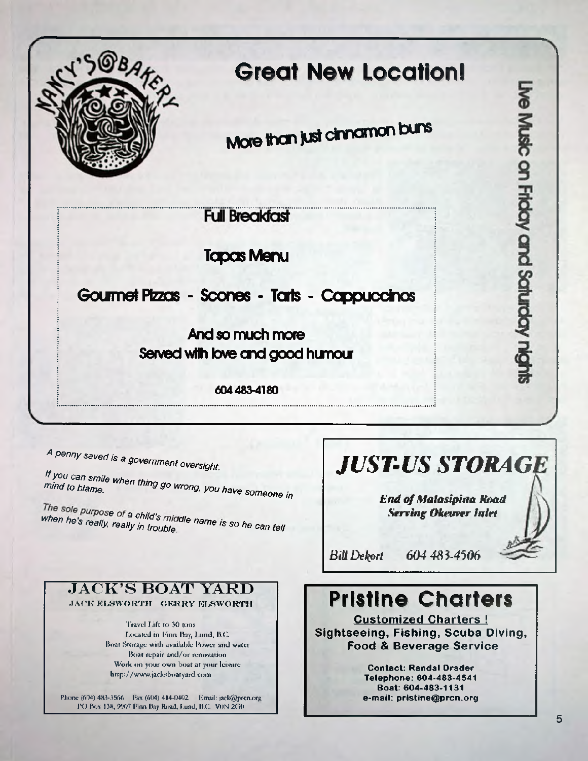## Nancy's Bakery

# Great New Location!

More than just cinnamon buns

Full Breakfast

Tapas Menu

Gourmet Pizzas - Scones - Tarts - Cappuccinos

And so much more
Served with love and good humour

604 483-4180

Live Music on Friday and Saturday nights

---

*A penny saved is a government oversight.*

*If you can smile when thing go wrong, you have someone in mind to blame.*

*The sole purpose of a child's middle name is so he can tell when he's really, really in trouble.*

---

## JUST-US STORAGE

***End of Malasipina Road***
***Serving Okeover Inlet***

*Bill Dekort* 604 483-4506

---

## JACK'S BOAT YARD

JACK ELSWORTH GERRY ELSWORTH

Travel Lift to 30 tons
Located in Finn Bay, Lund, B.C.
Boat Storage with available Power and water
Boat repair and/or renovation
Work on your own boat at your leisure
http://www.jacksboatyard.com

Phone (604) 483-3566 Fax (604) 414-0402 Email: jack@prcn.org
PO Box 138, 9907 Finn Bay Road, Lund, B.C. V0N 2G0

---

## Pristine Charters

**Customized Charters !**
**Sightseeing, Fishing, Scuba Diving, Food & Beverage Service**

**Contact: Randal Drader**
**Telephone: 604-483-4541**
**Boat: 604-483-1131**
**e-mail: pristine@prcn.org**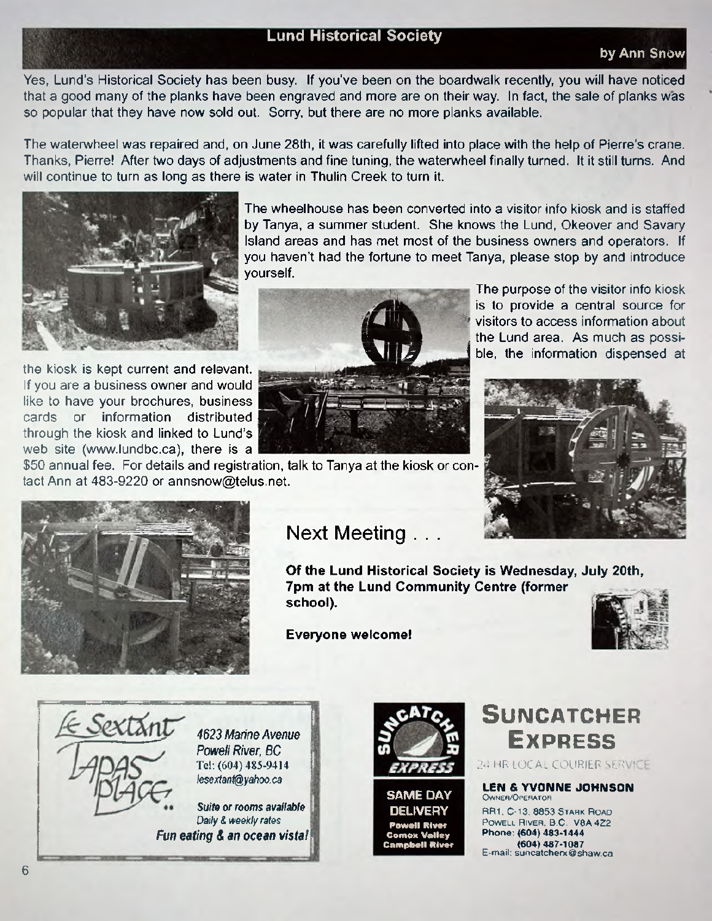## Lund Historical Society

by Ann Snow

Yes, Lund's Historical Society has been busy. If you've been on the boardwalk recently, you will have noticed that a good many of the planks have been engraved and more are on their way. In fact, the sale of planks was so popular that they have now sold out. Sorry, but there are no more planks available.

The waterwheel was repaired and, on June 28th, it was carefully lifted into place with the help of Pierre's crane. Thanks, Pierre! After two days of adjustments and fine tuning, the waterwheel finally turned. It it still turns. And will continue to turn as long as there is water in Thulin Creek to turn it.

The wheelhouse has been converted into a visitor info kiosk and is staffed by Tanya, a summer student. She knows the Lund, Okeover and Savary Island areas and has met most of the business owners and operators. If you haven't had the fortune to meet Tanya, please stop by and introduce yourself.

The purpose of the visitor info kiosk is to provide a central source for visitors to access information about the Lund area. As much as possible, the information dispensed at the kiosk is kept current and relevant. If you are a business owner and would like to have your brochures, business cards or information distributed through the kiosk and linked to Lund's web site (www.lundbc.ca), there is a $50 annual fee. For details and registration, talk to Tanya at the kiosk or contact Ann at 483-9220 or annsnow@telus.net.

## Next Meeting . . .

**Of the Lund Historical Society is Wednesday, July 20th, 7pm at the Lund Community Centre (former school).**

**Everyone welcome!**

---

Le Sextant Tapas Place

*4623 Marine Avenue*
*Powell River, BC*
Tel: (604) 485-9414
*lesextant@yahoo.ca*

*Suite or rooms available*
*Daily & weekly rates*
***Fun eating & an ocean vista!***

---

**SUNCATCHER EXPRESS**

24 HR LOCAL COURIER SERVICE

**SAME DAY DELIVERY**
Powell River
Comox Valley
Campbell River

**LEN & YVONNE JOHNSON**
Owner/Operator
RR1, C-13, 8853 Stark Road
Powell River, B.C. V8A 4Z2
**Phone: (604) 483-1444**
**(604) 487-1087**
E-mail: suncatcherx@shaw.ca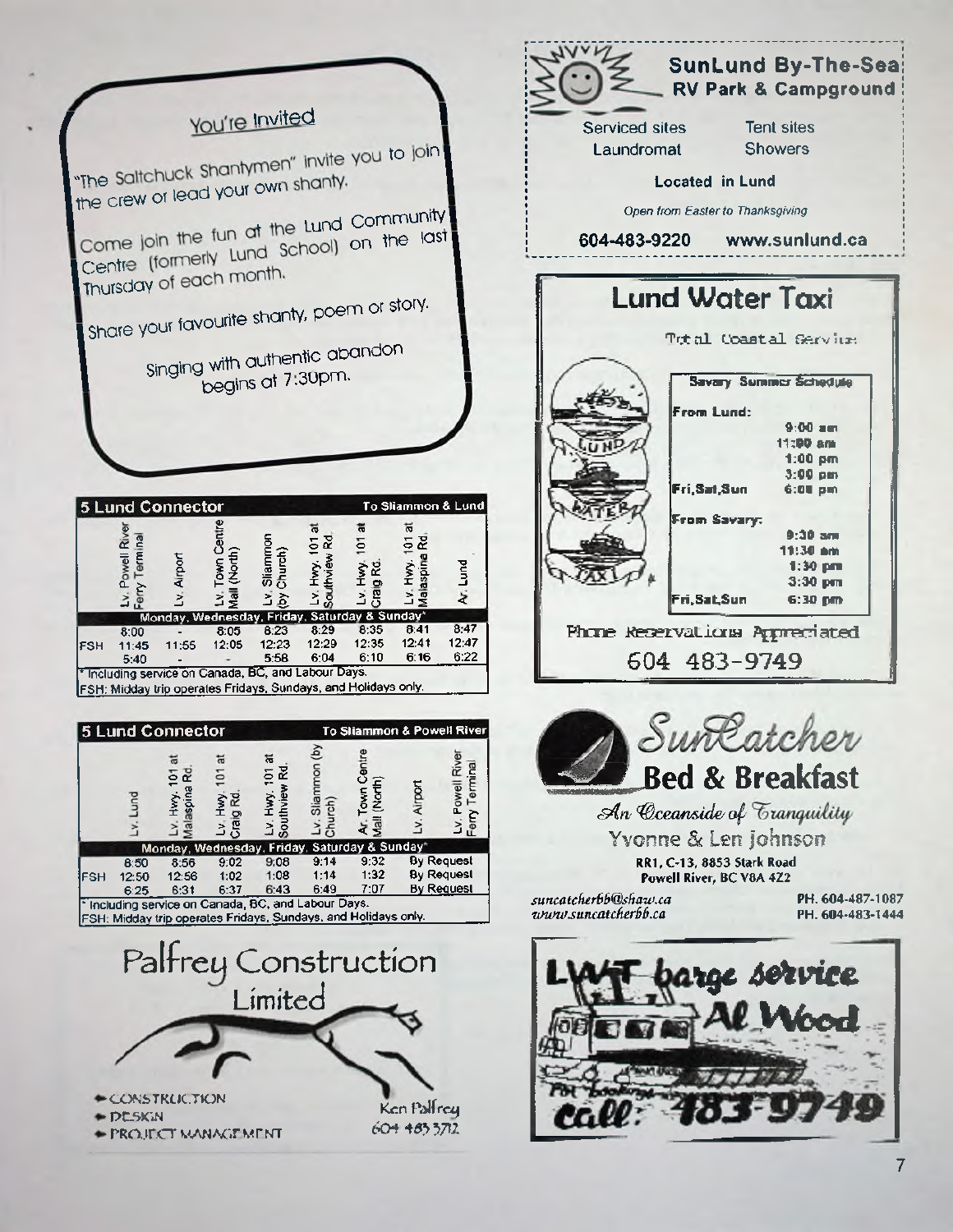## You're Invited

"The Saltchuck Shantymen" invite you to join the crew or lead your own shanty.

Come join the fun at the Lund Community Centre (formerly Lund School) on the last Thursday of each month.

Share your favourite shanty, poem or story.

Singing with authentic abandon begins at 7:30pm.

**5 Lund Connector** — To Sliammon & Lund

| | Lv. Powell River Ferry Terminal | Lv. Airport | Lv. Town Centre Mall (North) | Lv. Sliammon (by Church) | Lv. Hwy. 101 at Southview Rd. | Lv. Hwy. 101 at Craig Rd. | Lv. Hwy. 101 at Malaspina Rd. | Ar. Lund |
|---|---|---|---|---|---|---|---|---|
| **Monday, Wednesday, Friday, Saturday & Sunday*** | | | | | | | | |
| | 8:00 | - | 8:05 | 8:23 | 8:29 | 8:35 | 8:41 | 8:47 |
| FSH | 11:45 | 11:55 | 12:05 | 12:23 | 12:29 | 12:35 | 12:41 | 12:47 |
| | 5:40 | - | - | 5:58 | 6:04 | 6:10 | 6:16 | 6:22 |

\* Including service on Canada, BC, and Labour Days.
FSH: Midday trip operates Fridays, Sundays, and Holidays only.

**5 Lund Connector** — To Sliammon & Powell River

| | Lv. Lund | Lv. Hwy. 101 at Malaspina Rd. | Lv. Hwy. 101 at Craig Rd. | Lv. Hwy. 101 at Southview Rd. | Lv. Sliammon (by Church) | Ar. Town Centre Mall (North) | Lv. Airport | Lv. Powell River Ferry Terminal |
|---|---|---|---|---|---|---|---|---|
| **Monday, Wednesday, Friday, Saturday & Sunday*** | | | | | | | | |
| | 8:50 | 8:56 | 9:02 | 9:08 | 9:14 | 9:32 | By Request | |
| FSH | 12:50 | 12:56 | 1:02 | 1:08 | 1:14 | 1:32 | By Request | |
| | 6:25 | 6:31 | 6:37 | 6:43 | 6:49 | 7:07 | By Request | |

\* Including service on Canada, BC, and Labour Days.
FSH: Midday trip operates Fridays, Sundays, and Holidays only.

## Palfrey Construction Limited

- CONSTRUCTION
- DESIGN
- PROJECT MANAGEMENT

Ken Palfrey
604 483 3712

## SunLund By-The-Sea RV Park & Campground

Serviced sites — Tent sites
Laundromat — Showers

**Located in Lund**

*Open from Easter to Thanksgiving*

**604-483-9220** **www.sunlund.ca**

## Lund Water Taxi

Total Coastal Service

**Savary Summer Schedule**

| | |
|---|---|
| **From Lund:** | 9:00 am |
| | 11:00 am |
| | 1:00 pm |
| | 3:00 pm |
| Fri,Sat,Sun | 6:00 pm |
| **From Savary:** | 9:30 am |
| | 11:30 am |
| | 1:30 pm |
| | 3:30 pm |
| Fri,Sat,Sun | 6:30 pm |

Phone Reservations Appreciated
604 483-9749

## SunCatcher Bed & Breakfast

*An Oceanside of Tranquility*

Yvonne & Len Johnson
RR1, C-13, 8853 Stark Road
Powell River, BC V8A 4Z2

*suncatcherbb@shaw.ca*
*www.suncatcherbb.ca*

PH. 604-487-1087
PH. 604-483-1444

## LWT barge service Al Wood

For bookings call: 483-9749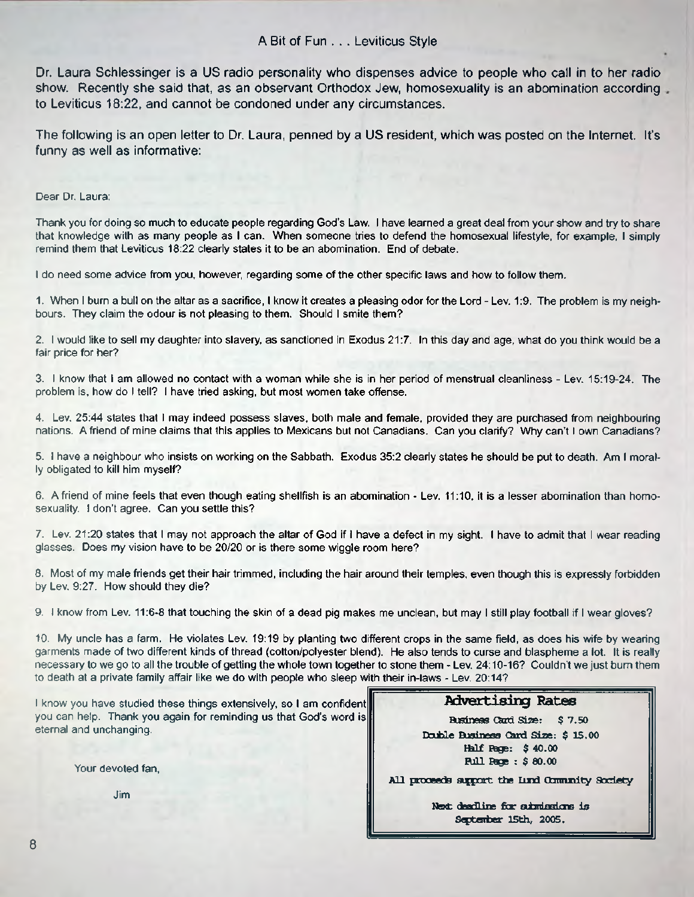## A Bit of Fun . . . Leviticus Style

Dr. Laura Schlessinger is a US radio personality who dispenses advice to people who call in to her radio show. Recently she said that, as an observant Orthodox Jew, homosexuality is an abomination according to Leviticus 18:22, and cannot be condoned under any circumstances.

The following is an open letter to Dr. Laura, penned by a US resident, which was posted on the Internet. It's funny as well as informative:

Dear Dr. Laura:

Thank you for doing so much to educate people regarding God's Law. I have learned a great deal from your show and try to share that knowledge with as many people as I can. When someone tries to defend the homosexual lifestyle, for example, I simply remind them that Leviticus 18:22 clearly states it to be an abomination. End of debate.

I do need some advice from you, however, regarding some of the other specific laws and how to follow them.

1. When I burn a bull on the altar as a sacrifice, I know it creates a pleasing odor for the Lord - Lev. 1:9. The problem is my neighbours. They claim the odour is not pleasing to them. Should I smite them?

2. I would like to sell my daughter into slavery, as sanctioned in Exodus 21:7. In this day and age, what do you think would be a fair price for her?

3. I know that I am allowed no contact with a woman while she is in her period of menstrual cleanliness - Lev. 15:19-24. The problem is, how do I tell? I have tried asking, but most women take offense.

4. Lev. 25:44 states that I may indeed possess slaves, both male and female, provided they are purchased from neighbouring nations. A friend of mine claims that this applies to Mexicans but not Canadians. Can you clarify? Why can't I own Canadians?

5. I have a neighbour who insists on working on the Sabbath. Exodus 35:2 clearly states he should be put to death. Am I morally obligated to kill him myself?

6. A friend of mine feels that even though eating shellfish is an abomination - Lev. 11:10, it is a lesser abomination than homosexuality. I don't agree. Can you settle this?

7. Lev. 21:20 states that I may not approach the altar of God if I have a defect in my sight. I have to admit that I wear reading glasses. Does my vision have to be 20/20 or is there some wiggle room here?

8. Most of my male friends get their hair trimmed, including the hair around their temples, even though this is expressly forbidden by Lev. 9:27. How should they die?

9. I know from Lev. 11:6-8 that touching the skin of a dead pig makes me unclean, but may I still play football if I wear gloves?

10. My uncle has a farm. He violates Lev. 19:19 by planting two different crops in the same field, as does his wife by wearing garments made of two different kinds of thread (cotton/polyester blend). He also tends to curse and blaspheme a lot. It is really necessary to we go to all the trouble of getting the whole town together to stone them - Lev. 24:10-16? Couldn't we just burn them to death at a private family affair like we do with people who sleep with their in-laws - Lev. 20:14?

I know you have studied these things extensively, so I am confident you can help. Thank you again for reminding us that God's word is eternal and unchanging.

Your devoted fan,

Jim

**Advertising Rates**

Business Card Size: $ 7.50
Double Business Card Size: $ 15.00
Half Page: $ 40.00
Full Page : $ 80.00

All proceeds support the Lund Community Society

Next deadline for submissions is September 15th, 2005.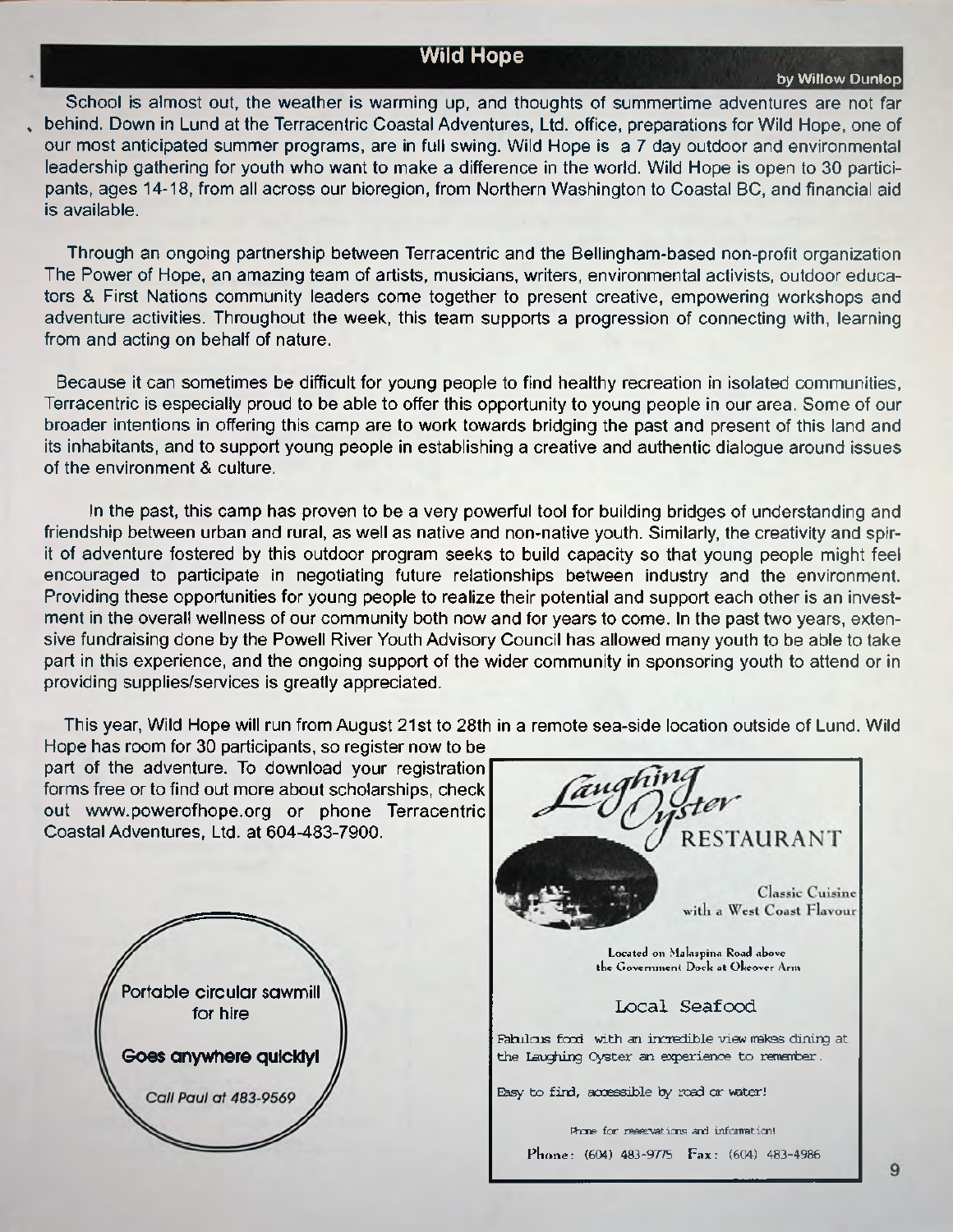## Wild Hope

by Willow Dunlop

School is almost out, the weather is warming up, and thoughts of summertime adventures are not far behind. Down in Lund at the Terracentric Coastal Adventures, Ltd. office, preparations for Wild Hope, one of our most anticipated summer programs, are in full swing. Wild Hope is a 7 day outdoor and environmental leadership gathering for youth who want to make a difference in the world. Wild Hope is open to 30 participants, ages 14-18, from all across our bioregion, from Northern Washington to Coastal BC, and financial aid is available.

Through an ongoing partnership between Terracentric and the Bellingham-based non-profit organization The Power of Hope, an amazing team of artists, musicians, writers, environmental activists, outdoor educators & First Nations community leaders come together to present creative, empowering workshops and adventure activities. Throughout the week, this team supports a progression of connecting with, learning from and acting on behalf of nature.

Because it can sometimes be difficult for young people to find healthy recreation in isolated communities, Terracentric is especially proud to be able to offer this opportunity to young people in our area. Some of our broader intentions in offering this camp are to work towards bridging the past and present of this land and its inhabitants, and to support young people in establishing a creative and authentic dialogue around issues of the environment & culture.

In the past, this camp has proven to be a very powerful tool for building bridges of understanding and friendship between urban and rural, as well as native and non-native youth. Similarly, the creativity and spirit of adventure fostered by this outdoor program seeks to build capacity so that young people might feel encouraged to participate in negotiating future relationships between industry and the environment. Providing these opportunities for young people to realize their potential and support each other is an investment in the overall wellness of our community both now and for years to come. In the past two years, extensive fundraising done by the Powell River Youth Advisory Council has allowed many youth to be able to take part in this experience, and the ongoing support of the wider community in sponsoring youth to attend or in providing supplies/services is greatly appreciated.

This year, Wild Hope will run from August 21st to 28th in a remote sea-side location outside of Lund. Wild Hope has room for 30 participants, so register now to be part of the adventure. To download your registration forms free or to find out more about scholarships, check out www.powerofhope.org or phone Terracentric Coastal Adventures, Ltd. at 604-483-7900.

Portable circular sawmill for hire

**Goes anywhere quickly!**

*Call Paul at 483-9569*

Laughing Oyster RESTAURANT

Classic Cuisine with a West Coast Flavour

Located on Malaspina Road above the Government Dock at Okeover Arm

Local Seafood

Fabulous food with an incredible view makes dining at the Laughing Oyster an experience to remember.

Easy to find, accessible by road or water!

Phone for reservations and information!

Phone: (604) 483-9775 Fax: (604) 483-4986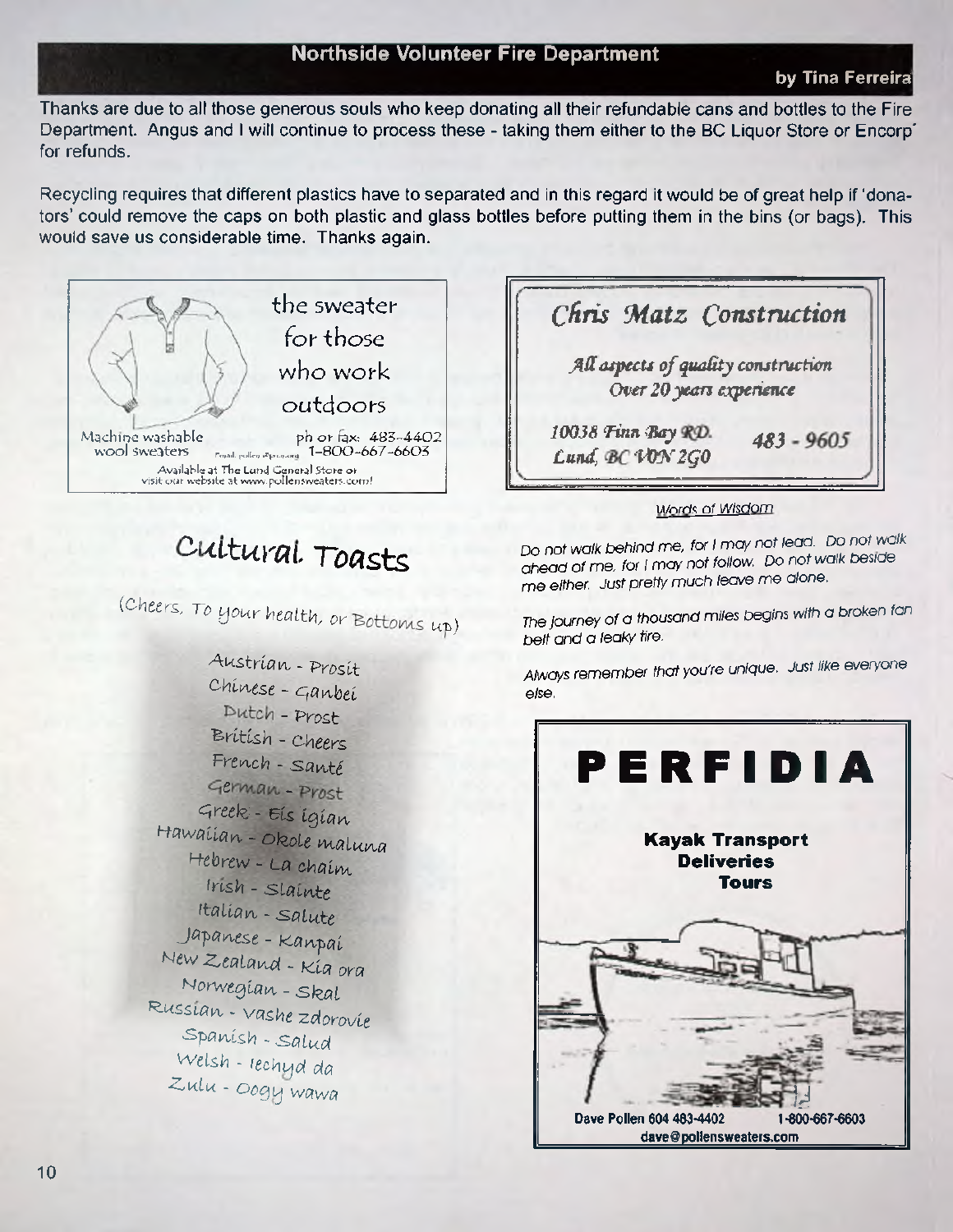## Northside Volunteer Fire Department

**by Tina Ferreira**

Thanks are due to all those generous souls who keep donating all their refundable cans and bottles to the Fire Department. Angus and I will continue to process these - taking them either to the BC Liquor Store or Encorp for refunds.

Recycling requires that different plastics have to separated and in this regard it would be of great help if 'donators' could remove the caps on both plastic and glass bottles before putting them in the bins (or bags). This would save us considerable time. Thanks again.

the sweater for those who work outdoors

Machine washable wool sweaters

ph or fax: 483-4402
1-800-667-6603

Available at The Lund General Store or visit our website at www.pollensweaters.com!

*Chris Matz Construction*

*All aspects of quality construction*
*Over 20 years experience*

*10038 Finn Bay RD.*
*Lund, BC V0N 2G0*

*483 - 9605*

## Cultural Toasts

(Cheers, To your health, or Bottoms up)

Austrian - Prosit
Chinese - Ganbei
Dutch - Prost
British - Cheers
French - Santé
German - Prost
Greek - Eis igian
Hawaiian - Okole maluna
Hebrew - La chaim
Irish - Slainte
Italian - Salute
Japanese - Kanpai
New Zealand - Kia ora
Norwegian - Skal
Russian - Vashe zdorovie
Spanish - Salud
Welsh - Iechyd da
Zulu - Oogy wawa

### Words of Wisdom

*Do not walk behind me, for I may not lead. Do not walk ahead of me, for I may not follow. Do not walk beside me either. Just pretty much leave me alone.*

*The journey of a thousand miles begins with a broken fan belt and a leaky tire.*

*Always remember that you're unique. Just like everyone else.*

**PERFIDIA**

**Kayak Transport**
**Deliveries**
**Tours**

**Dave Pollen 604 483-4402 1-800-667-6603**
**dave@pollensweaters.com**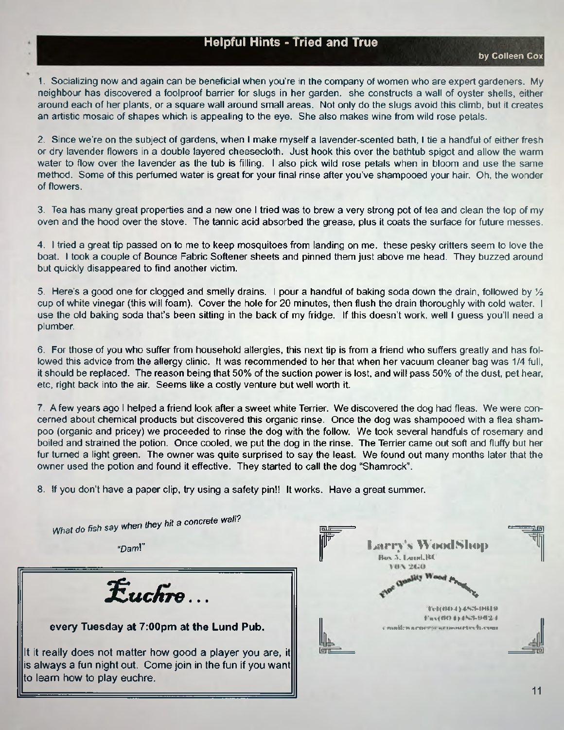## Helpful Hints - Tried and True

**by Colleen Cox**

1. Socializing now and again can be beneficial when you're in the company of women who are expert gardeners. My neighbour has discovered a foolproof barrier for slugs in her garden. she constructs a wall of oyster shells, either around each of her plants, or a square wall around small areas. Not only do the slugs avoid this climb, but it creates an artistic mosaic of shapes which is appealing to the eye. She also makes wine from wild rose petals.

2. Since we're on the subject of gardens, when I make myself a lavender-scented bath, I tie a handful of either fresh or dry lavender flowers in a double layered cheesecloth. Just hook this over the bathtub spigot and allow the warm water to flow over the lavender as the tub is filling. I also pick wild rose petals when in bloom and use the same method. Some of this perfumed water is great for your final rinse after you've shampooed your hair. Oh, the wonder of flowers.

3. Tea has many great properties and a new one I tried was to brew a very strong pot of tea and clean the top of my oven and the hood over the stove. The tannic acid absorbed the grease, plus it coats the surface for future messes.

4. I tried a great tip passed on to me to keep mosquitoes from landing on me. these pesky critters seem to love the boat. I took a couple of Bounce Fabric Softener sheets and pinned them just above me head. They buzzed around but quickly disappeared to find another victim.

5. Here's a good one for clogged and smelly drains. I pour a handful of baking soda down the drain, followed by ½ cup of white vinegar (this will foam). Cover the hole for 20 minutes, then flush the drain thoroughly with cold water. I use the old baking soda that's been sitting in the back of my fridge. If this doesn't work, well I guess you'll need a plumber.

6. For those of you who suffer from household allergies, this next tip is from a friend who suffers greatly and has followed this advice from the allergy clinic. It was recommended to her that when her vacuum cleaner bag was 1/4 full, it should be replaced. The reason being that 50% of the suction power is lost, and will pass 50% of the dust, pet hear, etc, right back into the air. Seems like a costly venture but well worth it.

7. A few years ago I helped a friend look after a sweet white Terrier. We discovered the dog had fleas. We were concerned about chemical products but discovered this organic rinse. Once the dog was shampooed with a flea shampoo (organic and pricey) we proceeded to rinse the dog with the follow. We took several handfuls of rosemary and boiled and strained the potion. Once cooled, we put the dog in the rinse. The Terrier came out soft and fluffy but her fur turned a light green. The owner was quite surprised to say the least. We found out many months later that the owner used the potion and found it effective. They started to call the dog "Shamrock".

8. If you don't have a paper clip, try using a safety pin!! It works. Have a great summer.

*What do fish say when they hit a concrete wall?*

*"Dam!"*

# *Euchre...*

**every Tuesday at 7:00pm at the Lund Pub.**

It it really does not matter how good a player you are, it is always a fun night out. Come join in the fun if you want to learn how to play euchre.

**Larry's WoodShop**
Box 3, Lund, BC
V0N 2G0
Fine Quality Wood Products
Tel(604)483-0610
Fax(604)483-0624
email: warner@armourtech.com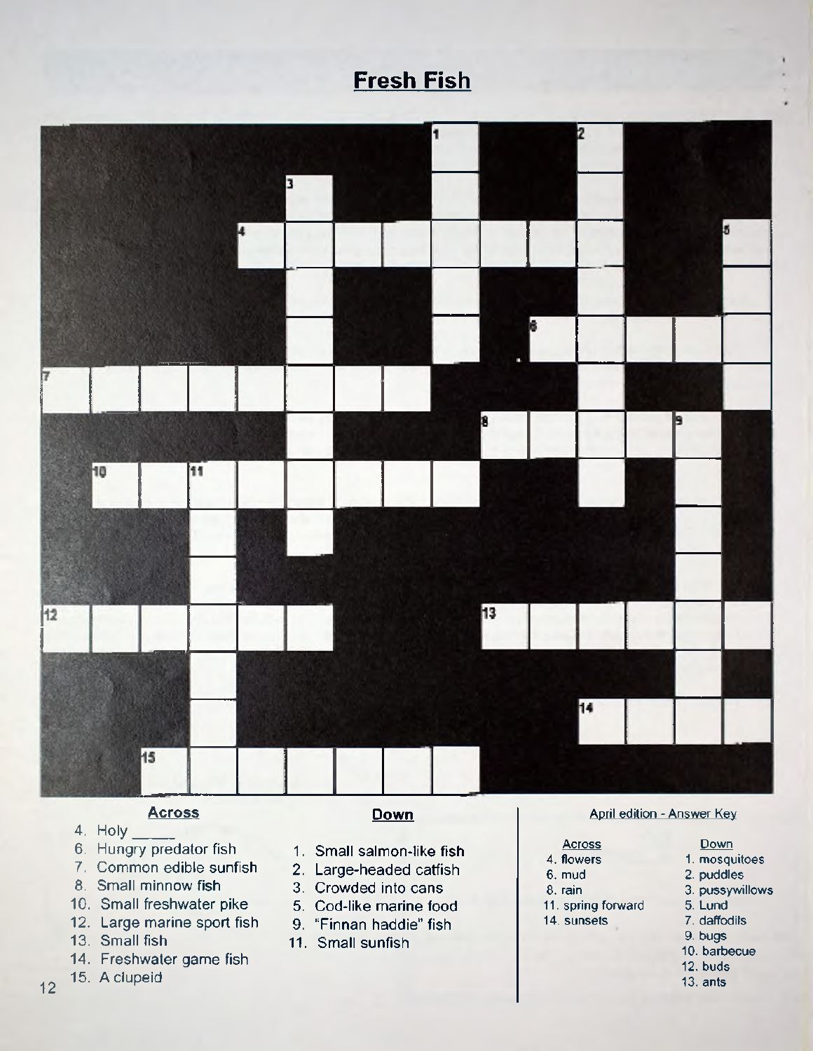# Fresh Fish

## Across

4. Holy _____
6. Hungry predator fish
7. Common edible sunfish
8. Small minnow fish
10. Small freshwater pike
12. Large marine sport fish
13. Small fish
14. Freshwater game fish
15. A clupeid

## Down

1. Small salmon-like fish
2. Large-headed catfish
3. Crowded into cans
5. Cod-like marine food
9. "Finnan haddie" fish
11. Small sunfish

### April edition - Answer Key

**Across**

4. flowers
6. mud
8. rain
11. spring forward
14. sunsets

**Down**

1. mosquitoes
2. puddles
3. pussywillows
5. Lund
7. daffodils
9. bugs
10. barbecue
12. buds
13. ants